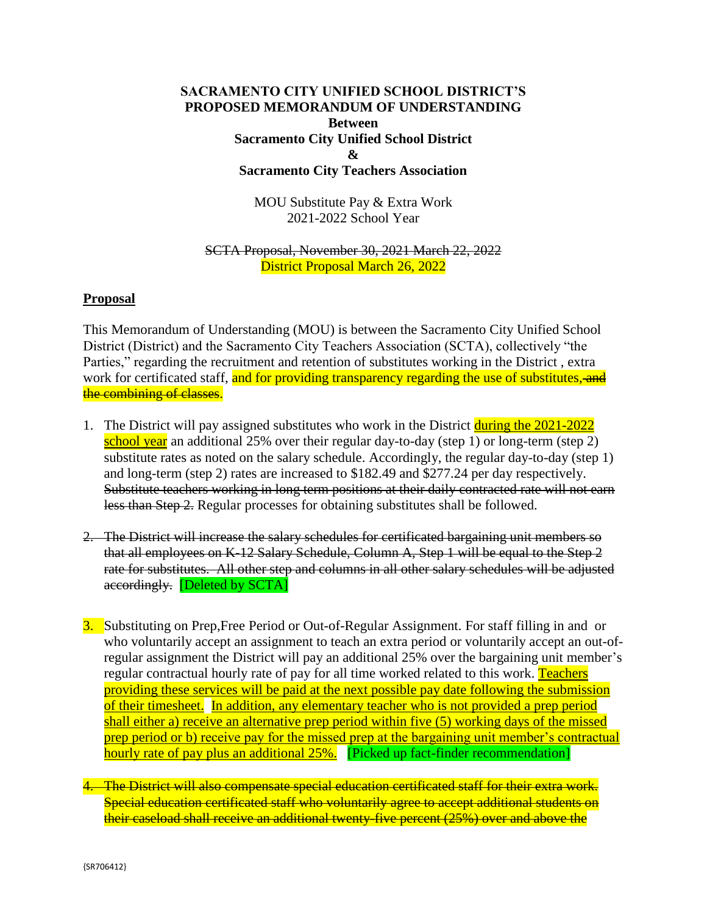**SACRAMENTO CITY UNIFIED SCHOOL DISTRICT'S PROPOSED MEMORANDUM OF UNDERSTANDING**
**Between**
**Sacramento City Unified School District**
**&**
**Sacramento City Teachers Association**

MOU Substitute Pay & Extra Work
2021-2022 School Year

~~SCTA Proposal, November 30, 2021 March 22, 2022~~
District Proposal March 26, 2022

## Proposal

This Memorandum of Understanding (MOU) is between the Sacramento City Unified School District (District) and the Sacramento City Teachers Association (SCTA), collectively "the Parties," regarding the recruitment and retention of substitutes working in the District , extra work for certificated staff, and for providing transparency regarding the use of substitutes~~, and the combining of classes~~.

1. The District will pay assigned substitutes who work in the District during the 2021-2022 school year an additional 25% over their regular day-to-day (step 1) or long-term (step 2) substitute rates as noted on the salary schedule. Accordingly, the regular day-to-day (step 1) and long-term (step 2) rates are increased to $182.49 and $277.24 per day respectively. ~~Substitute teachers working in long term positions at their daily contracted rate will not earn less than Step 2.~~ Regular processes for obtaining substitutes shall be followed.

2. ~~The District will increase the salary schedules for certificated bargaining unit members so that all employees on K-12 Salary Schedule, Column A, Step 1 will be equal to the Step 2 rate for substitutes. All other step and columns in all other salary schedules will be adjusted accordingly.~~ [Deleted by SCTA]

3. Substituting on Prep,Free Period or Out-of-Regular Assignment. For staff filling in and or who voluntarily accept an assignment to teach an extra period or voluntarily accept an out-of-regular assignment the District will pay an additional 25% over the bargaining unit member's regular contractual hourly rate of pay for all time worked related to this work. Teachers providing these services will be paid at the next possible pay date following the submission of their timesheet. In addition, any elementary teacher who is not provided a prep period shall either a) receive an alternative prep period within five (5) working days of the missed prep period or b) receive pay for the missed prep at the bargaining unit member's contractual hourly rate of pay plus an additional 25%. [Picked up fact-finder recommendation]

4. ~~The District will also compensate special education certificated staff for their extra work. Special education certificated staff who voluntarily agree to accept additional students on their caseload shall receive an additional twenty-five percent (25%) over and above the~~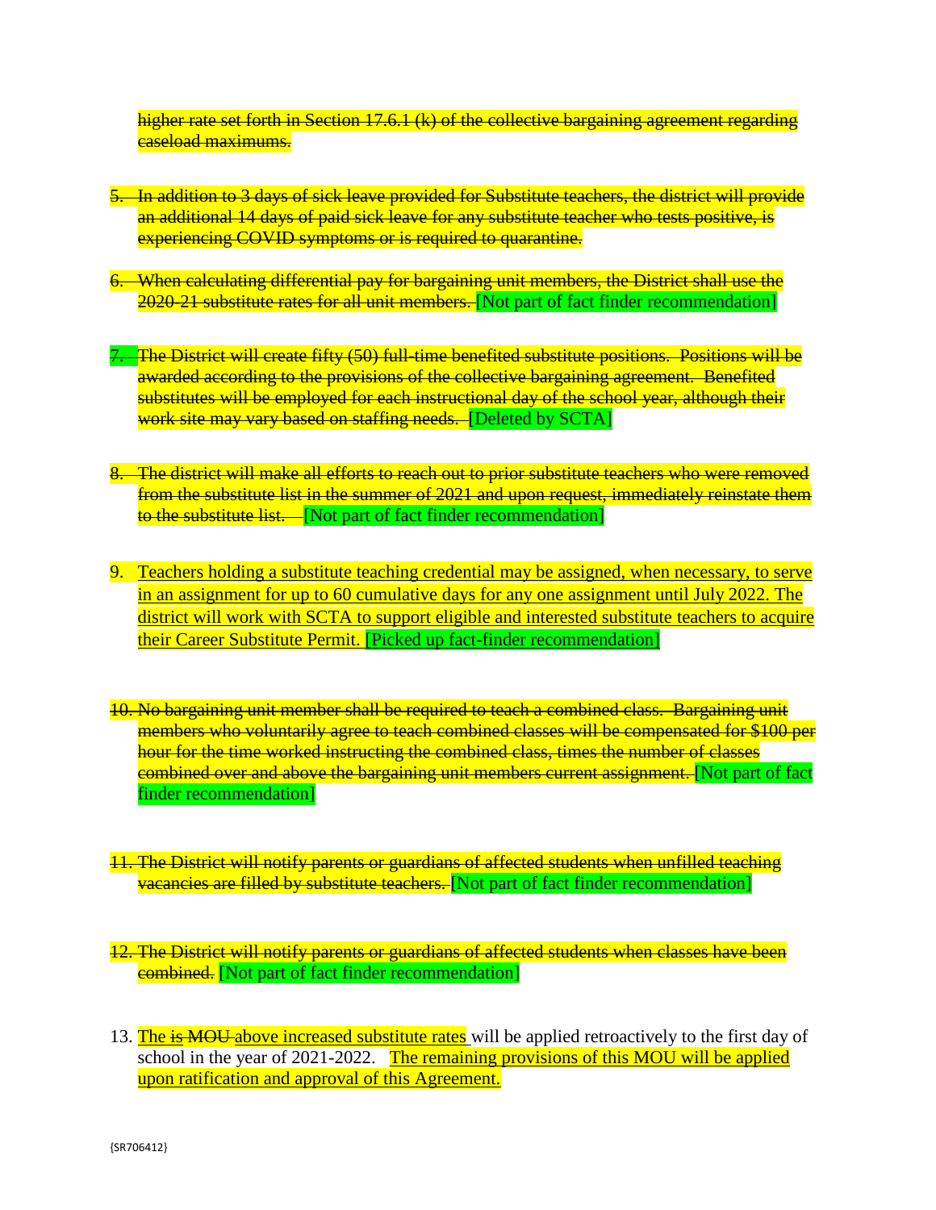~~higher rate set forth in Section 17.6.1 (k) of the collective bargaining agreement regarding caseload maximums.~~

5. ~~In addition to 3 days of sick leave provided for Substitute teachers, the district will provide an additional 14 days of paid sick leave for any substitute teacher who tests positive, is experiencing COVID symptoms or is required to quarantine.~~

6. ~~When calculating differential pay for bargaining unit members, the District shall use the 2020-21 substitute rates for all unit members.~~ [Not part of fact finder recommendation]

7. ~~The District will create fifty (50) full-time benefited substitute positions. Positions will be awarded according to the provisions of the collective bargaining agreement. Benefited substitutes will be employed for each instructional day of the school year, although their work site may vary based on staffing needs.~~ [Deleted by SCTA]

8. ~~The district will make all efforts to reach out to prior substitute teachers who were removed from the substitute list in the summer of 2021 and upon request, immediately reinstate them to the substitute list.~~ [Not part of fact finder recommendation]

9. <u>Teachers holding a substitute teaching credential may be assigned, when necessary, to serve in an assignment for up to 60 cumulative days for any one assignment until July 2022. The district will work with SCTA to support eligible and interested substitute teachers to acquire their Career Substitute Permit.</u> [Picked up fact-finder recommendation]

10. ~~No bargaining unit member shall be required to teach a combined class. Bargaining unit members who voluntarily agree to teach combined classes will be compensated for $100 per hour for the time worked instructing the combined class, times the number of classes combined over and above the bargaining unit members current assignment.~~ [Not part of fact finder recommendation]

11. ~~The District will notify parents or guardians of affected students when unfilled teaching vacancies are filled by substitute teachers.~~ [Not part of fact finder recommendation]

12. ~~The District will notify parents or guardians of affected students when classes have been combined.~~ [Not part of fact finder recommendation]

13. The ~~is MOU~~ <u>above increased substitute rates</u> will be applied retroactively to the first day of school in the year of 2021-2022. <u>The remaining provisions of this MOU will be applied upon ratification and approval of this Agreement.</u>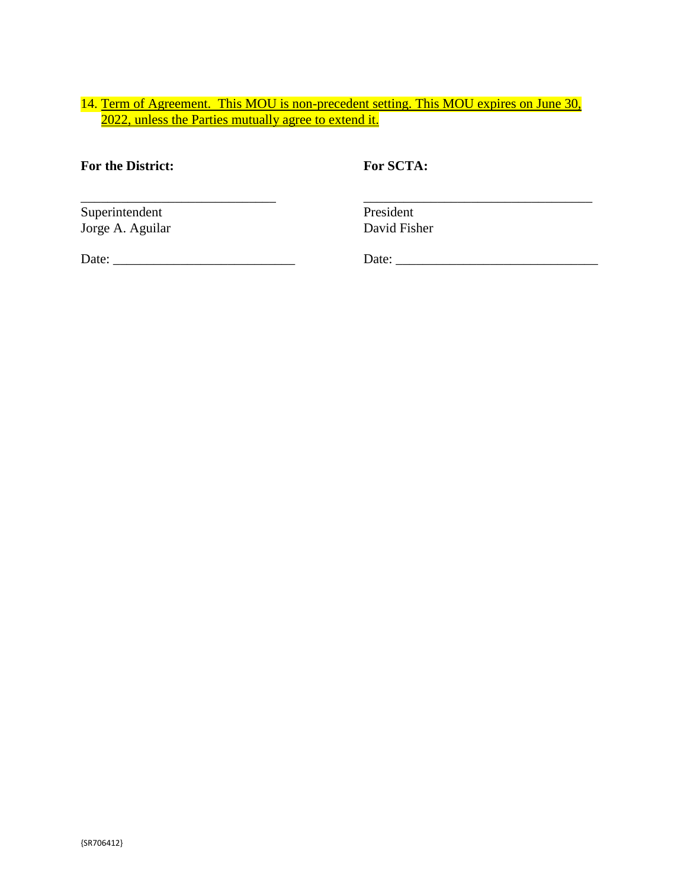14. Term of Agreement. This MOU is non-precedent setting. This MOU expires on June 30, 2022, unless the Parties mutually agree to extend it.

| | |
|---|---|
| **For the District:** | **For SCTA:** |
| _____________________________ | __________________________________ |
| Superintendent | President |
| Jorge A. Aguilar | David Fisher |
| Date: ___________________________ | Date: ______________________________ |

{SR706412}